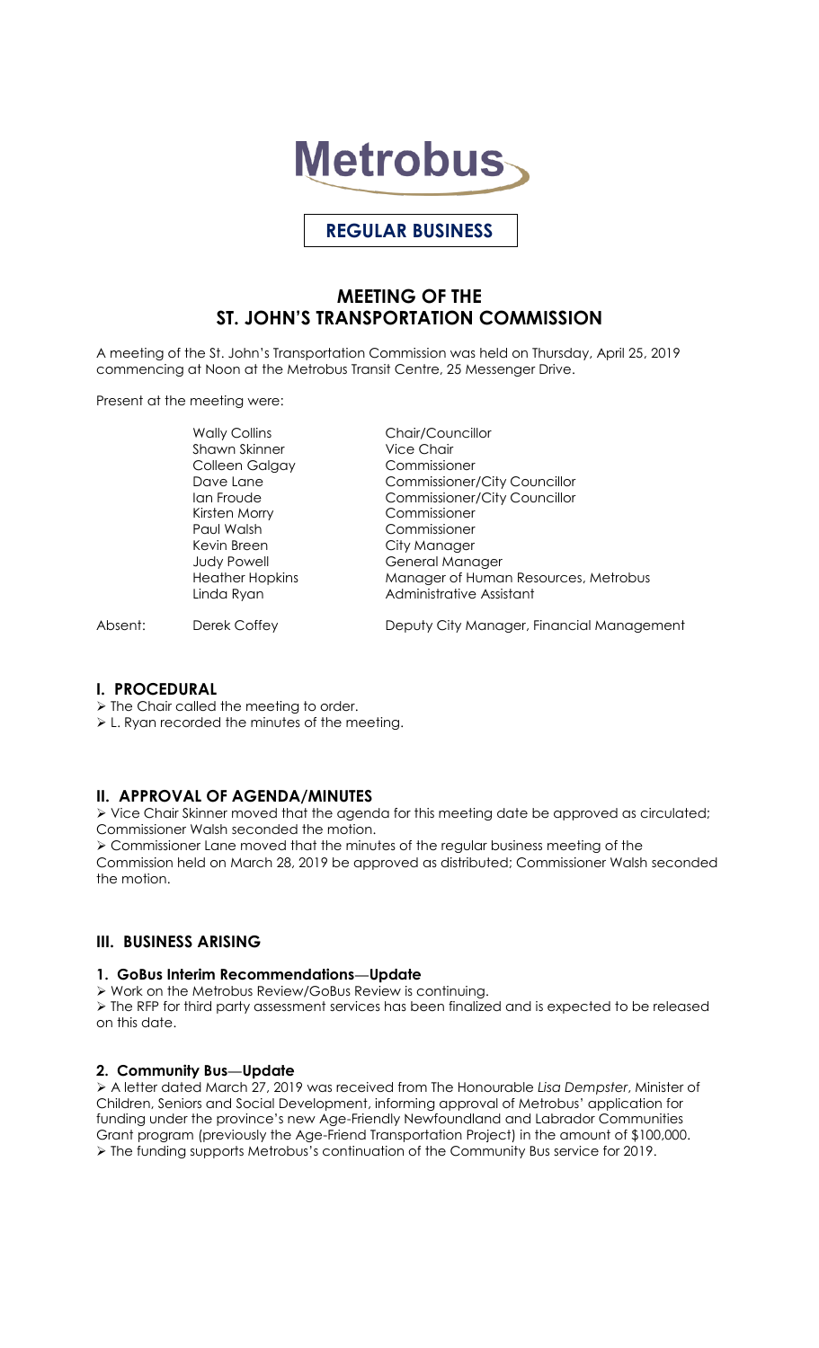# Metrobus

**REGULAR BUSINESS**

## MEETING OF THE ST. JOHN'S TRANSPORTATION COMMISSION

A meeting of the St. John's Transportation Commission was held on Thursday, April 25, 2019 commencing at Noon at the Metrobus Transit Centre, 25 Messenger Drive.

Present at the meeting were:

| | | |
|---|---|---|
| | Wally Collins | Chair/Councillor |
| | Shawn Skinner | Vice Chair |
| | Colleen Galgay | Commissioner |
| | Dave Lane | Commissioner/City Councillor |
| | Ian Froude | Commissioner/City Councillor |
| | Kirsten Morry | Commissioner |
| | Paul Walsh | Commissioner |
| | Kevin Breen | City Manager |
| | Judy Powell | General Manager |
| | Heather Hopkins | Manager of Human Resources, Metrobus |
| | Linda Ryan | Administrative Assistant |
| Absent: | Derek Coffey | Deputy City Manager, Financial Management |

### I. PROCEDURAL

- The Chair called the meeting to order.
- L. Ryan recorded the minutes of the meeting.

### II. APPROVAL OF AGENDA/MINUTES

- Vice Chair Skinner moved that the agenda for this meeting date be approved as circulated; Commissioner Walsh seconded the motion.
- Commissioner Lane moved that the minutes of the regular business meeting of the Commission held on March 28, 2019 be approved as distributed; Commissioner Walsh seconded the motion.

### III. BUSINESS ARISING

#### 1. GoBus Interim Recommendations—Update

- Work on the Metrobus Review/GoBus Review is continuing.
- The RFP for third party assessment services has been finalized and is expected to be released on this date.

#### 2. Community Bus—Update

- A letter dated March 27, 2019 was received from The Honourable *Lisa Dempster*, Minister of Children, Seniors and Social Development, informing approval of Metrobus' application for funding under the province's new Age-Friendly Newfoundland and Labrador Communities Grant program (previously the Age-Friend Transportation Project) in the amount of $100,000.
- The funding supports Metrobus's continuation of the Community Bus service for 2019.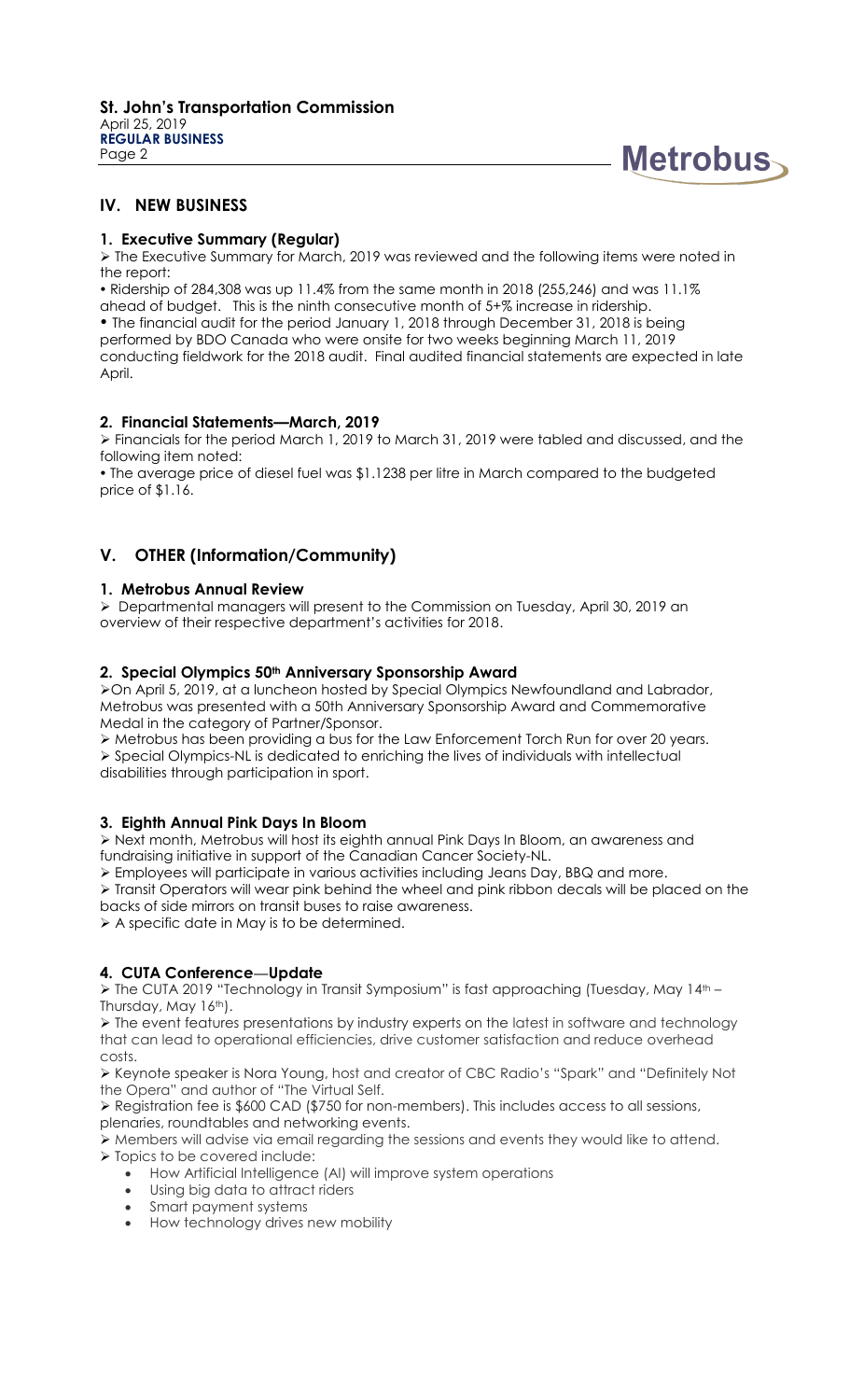## IV. NEW BUSINESS

### 1. Executive Summary (Regular)

➢ The Executive Summary for March, 2019 was reviewed and the following items were noted in the report:

• Ridership of 284,308 was up 11.4% from the same month in 2018 (255,246) and was 11.1% ahead of budget. This is the ninth consecutive month of 5+% increase in ridership.

• The financial audit for the period January 1, 2018 through December 31, 2018 is being performed by BDO Canada who were onsite for two weeks beginning March 11, 2019 conducting fieldwork for the 2018 audit. Final audited financial statements are expected in late April.

### 2. Financial Statements—March, 2019

➢ Financials for the period March 1, 2019 to March 31, 2019 were tabled and discussed, and the following item noted:

• The average price of diesel fuel was $1.1238 per litre in March compared to the budgeted price of $1.16.

## V. OTHER (Information/Community)

### 1. Metrobus Annual Review

➢ Departmental managers will present to the Commission on Tuesday, April 30, 2019 an overview of their respective department's activities for 2018.

### 2. Special Olympics 50th Anniversary Sponsorship Award

➢ On April 5, 2019, at a luncheon hosted by Special Olympics Newfoundland and Labrador, Metrobus was presented with a 50th Anniversary Sponsorship Award and Commemorative Medal in the category of Partner/Sponsor.

➢ Metrobus has been providing a bus for the Law Enforcement Torch Run for over 20 years.

➢ Special Olympics-NL is dedicated to enriching the lives of individuals with intellectual disabilities through participation in sport.

### 3. Eighth Annual Pink Days In Bloom

➢ Next month, Metrobus will host its eighth annual Pink Days In Bloom, an awareness and fundraising initiative in support of the Canadian Cancer Society-NL.

➢ Employees will participate in various activities including Jeans Day, BBQ and more.

➢ Transit Operators will wear pink behind the wheel and pink ribbon decals will be placed on the backs of side mirrors on transit buses to raise awareness.

➢ A specific date in May is to be determined.

### 4. CUTA Conference—Update

➢ The CUTA 2019 "Technology in Transit Symposium" is fast approaching (Tuesday, May 14th – Thursday, May 16th).

➢ The event features presentations by industry experts on the latest in software and technology that can lead to operational efficiencies, drive customer satisfaction and reduce overhead costs.

➢ Keynote speaker is Nora Young, host and creator of CBC Radio's "Spark" and "Definitely Not the Opera" and author of "The Virtual Self.

➢ Registration fee is $600 CAD ($750 for non-members). This includes access to all sessions, plenaries, roundtables and networking events.

➢ Members will advise via email regarding the sessions and events they would like to attend.

➢ Topics to be covered include:

- How Artificial Intelligence (AI) will improve system operations
- Using big data to attract riders
- Smart payment systems
- How technology drives new mobility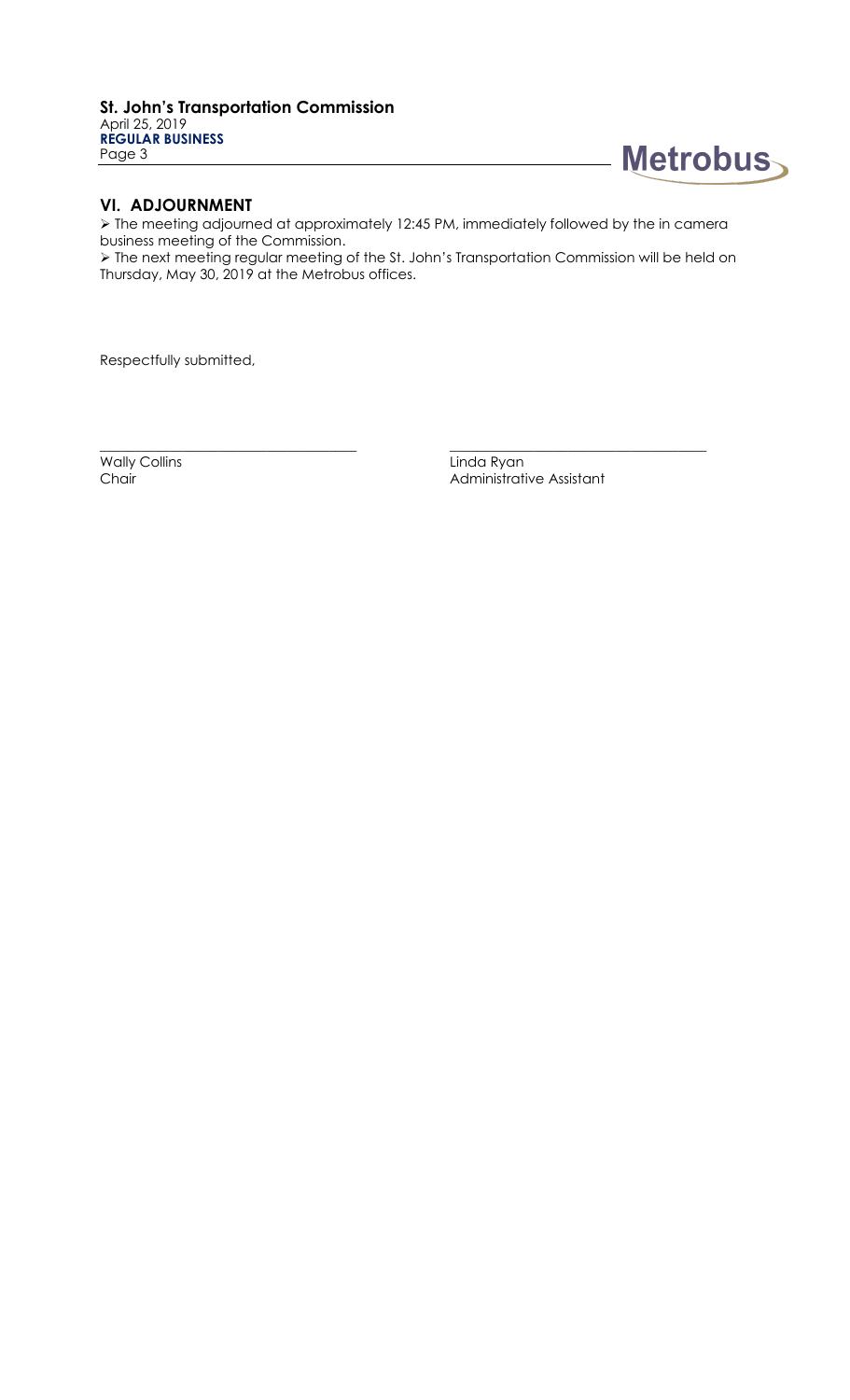## VI. ADJOURNMENT

- The meeting adjourned at approximately 12:45 PM, immediately followed by the in camera business meeting of the Commission.
- The next meeting regular meeting of the St. John's Transportation Commission will be held on Thursday, May 30, 2019 at the Metrobus offices.

Respectfully submitted,

| | |
|---|---|
| \_\_\_\_\_\_\_\_\_\_\_\_\_\_\_\_\_\_\_\_\_\_\_\_\_\_\_\_\_\_ | \_\_\_\_\_\_\_\_\_\_\_\_\_\_\_\_\_\_\_\_\_\_\_\_\_\_\_\_\_\_ |
| Wally Collins | Linda Ryan |
| Chair | Administrative Assistant |